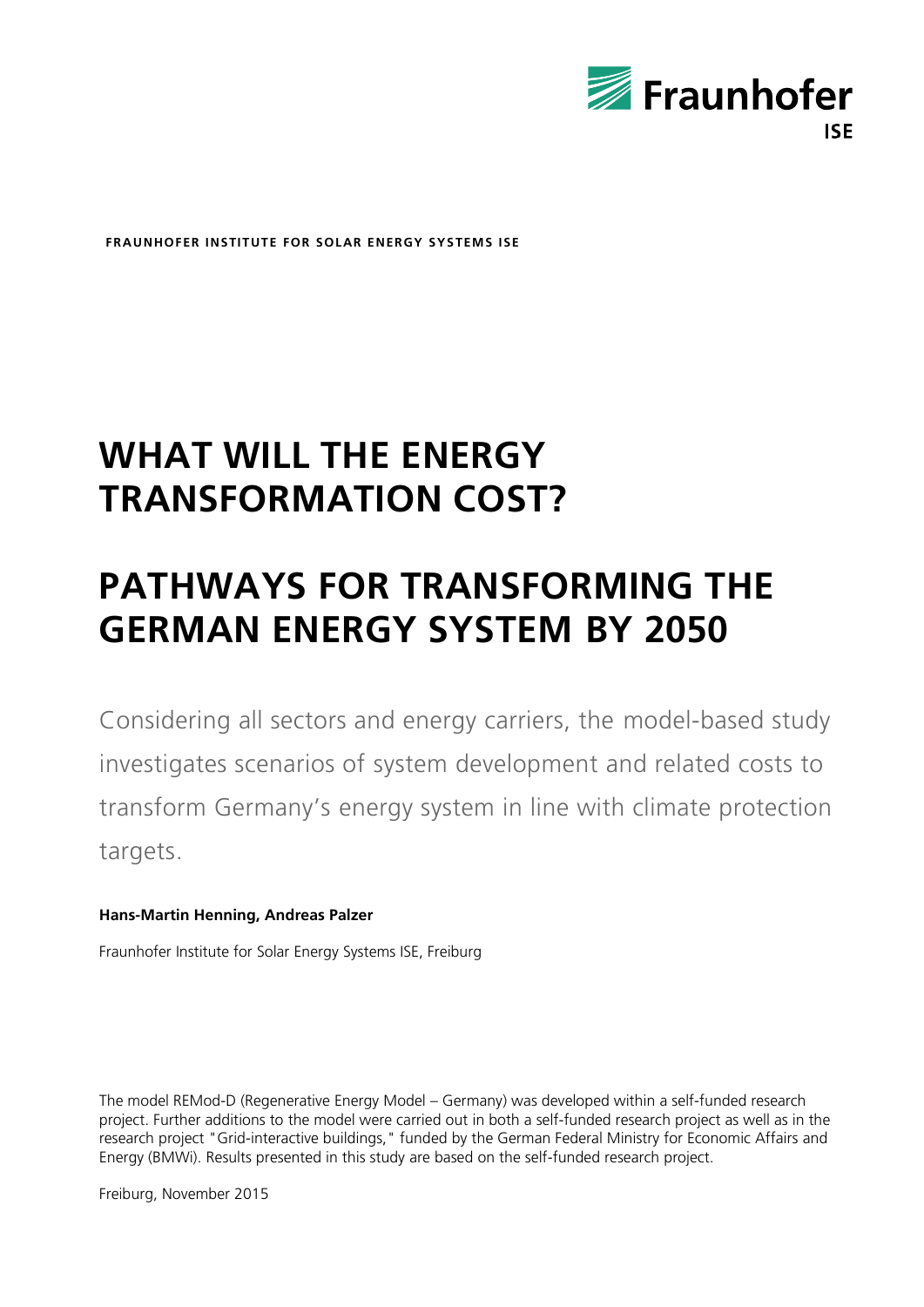Fraunhofer ISE

**FRAUNHOFER INSTITUTE FOR SOLAR ENERGY SYSTEMS ISE**

# WHAT WILL THE ENERGY TRANSFORMATION COST?

# PATHWAYS FOR TRANSFORMING THE GERMAN ENERGY SYSTEM BY 2050

Considering all sectors and energy carriers, the model-based study investigates scenarios of system development and related costs to transform Germany's energy system in line with climate protection targets.

**Hans-Martin Henning, Andreas Palzer**

Fraunhofer Institute for Solar Energy Systems ISE, Freiburg

The model REMod-D (Regenerative Energy Model – Germany) was developed within a self-funded research project. Further additions to the model were carried out in both a self-funded research project as well as in the research project "Grid-interactive buildings," funded by the German Federal Ministry for Economic Affairs and Energy (BMWi). Results presented in this study are based on the self-funded research project.

Freiburg, November 2015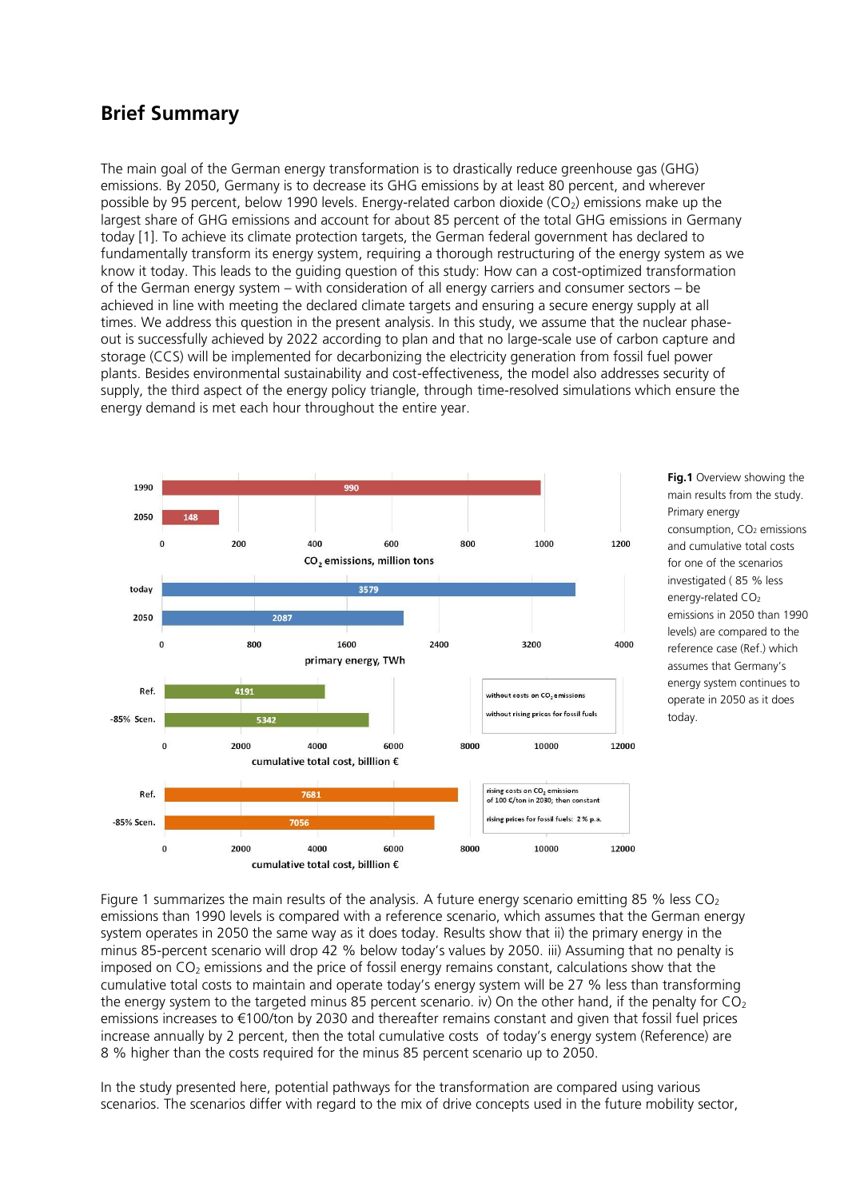## Brief Summary

The main goal of the German energy transformation is to drastically reduce greenhouse gas (GHG) emissions. By 2050, Germany is to decrease its GHG emissions by at least 80 percent, and wherever possible by 95 percent, below 1990 levels. Energy-related carbon dioxide ($CO_2$) emissions make up the largest share of GHG emissions and account for about 85 percent of the total GHG emissions in Germany today [1]. To achieve its climate protection targets, the German federal government has declared to fundamentally transform its energy system, requiring a thorough restructuring of the energy system as we know it today. This leads to the guiding question of this study: How can a cost-optimized transformation of the German energy system – with consideration of all energy carriers and consumer sectors – be achieved in line with meeting the declared climate targets and ensuring a secure energy supply at all times. We address this question in the present analysis. In this study, we assume that the nuclear phase-out is successfully achieved by 2022 according to plan and that no large-scale use of carbon capture and storage (CCS) will be implemented for decarbonizing the electricity generation from fossil fuel power plants. Besides environmental sustainability and cost-effectiveness, the model also addresses security of supply, the third aspect of the energy policy triangle, through time-resolved simulations which ensure the energy demand is met each hour throughout the entire year.

**Fig.1** Overview showing the main results from the study. Primary energy consumption, $CO_2$ emissions and cumulative total costs for one of the scenarios investigated ( 85 % less energy-related $CO_2$ emissions in 2050 than 1990 levels) are compared to the reference case (Ref.) which assumes that Germany's energy system continues to operate in 2050 as it does today.

Figure 1 summarizes the main results of the analysis. A future energy scenario emitting 85 % less $CO_2$ emissions than 1990 levels is compared with a reference scenario, which assumes that the German energy system operates in 2050 the same way as it does today. Results show that ii) the primary energy in the minus 85-percent scenario will drop 42 % below today's values by 2050. iii) Assuming that no penalty is imposed on $CO_2$ emissions and the price of fossil energy remains constant, calculations show that the cumulative total costs to maintain and operate today's energy system will be 27 % less than transforming the energy system to the targeted minus 85 percent scenario. iv) On the other hand, if the penalty for $CO_2$ emissions increases to €100/ton by 2030 and thereafter remains constant and given that fossil fuel prices increase annually by 2 percent, then the total cumulative costs of today's energy system (Reference) are 8 % higher than the costs required for the minus 85 percent scenario up to 2050.

In the study presented here, potential pathways for the transformation are compared using various scenarios. The scenarios differ with regard to the mix of drive concepts used in the future mobility sector,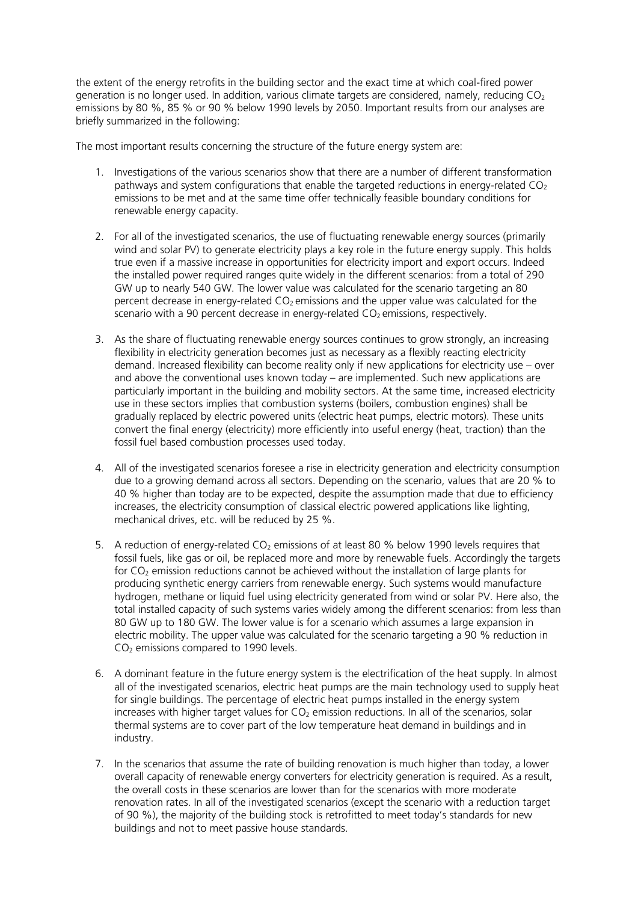the extent of the energy retrofits in the building sector and the exact time at which coal-fired power generation is no longer used. In addition, various climate targets are considered, namely, reducing $CO_2$ emissions by 80 %, 85 % or 90 % below 1990 levels by 2050. Important results from our analyses are briefly summarized in the following:

The most important results concerning the structure of the future energy system are:

1. Investigations of the various scenarios show that there are a number of different transformation pathways and system configurations that enable the targeted reductions in energy-related $CO_2$ emissions to be met and at the same time offer technically feasible boundary conditions for renewable energy capacity.

2. For all of the investigated scenarios, the use of fluctuating renewable energy sources (primarily wind and solar PV) to generate electricity plays a key role in the future energy supply. This holds true even if a massive increase in opportunities for electricity import and export occurs. Indeed the installed power required ranges quite widely in the different scenarios: from a total of 290 GW up to nearly 540 GW. The lower value was calculated for the scenario targeting an 80 percent decrease in energy-related $CO_2$ emissions and the upper value was calculated for the scenario with a 90 percent decrease in energy-related $CO_2$ emissions, respectively.

3. As the share of fluctuating renewable energy sources continues to grow strongly, an increasing flexibility in electricity generation becomes just as necessary as a flexibly reacting electricity demand. Increased flexibility can become reality only if new applications for electricity use – over and above the conventional uses known today – are implemented. Such new applications are particularly important in the building and mobility sectors. At the same time, increased electricity use in these sectors implies that combustion systems (boilers, combustion engines) shall be gradually replaced by electric powered units (electric heat pumps, electric motors). These units convert the final energy (electricity) more efficiently into useful energy (heat, traction) than the fossil fuel based combustion processes used today.

4. All of the investigated scenarios foresee a rise in electricity generation and electricity consumption due to a growing demand across all sectors. Depending on the scenario, values that are 20 % to 40 % higher than today are to be expected, despite the assumption made that due to efficiency increases, the electricity consumption of classical electric powered applications like lighting, mechanical drives, etc. will be reduced by 25 %.

5. A reduction of energy-related $CO_2$ emissions of at least 80 % below 1990 levels requires that fossil fuels, like gas or oil, be replaced more and more by renewable fuels. Accordingly the targets for $CO_2$ emission reductions cannot be achieved without the installation of large plants for producing synthetic energy carriers from renewable energy. Such systems would manufacture hydrogen, methane or liquid fuel using electricity generated from wind or solar PV. Here also, the total installed capacity of such systems varies widely among the different scenarios: from less than 80 GW up to 180 GW. The lower value is for a scenario which assumes a large expansion in electric mobility. The upper value was calculated for the scenario targeting a 90 % reduction in $CO_2$ emissions compared to 1990 levels.

6. A dominant feature in the future energy system is the electrification of the heat supply. In almost all of the investigated scenarios, electric heat pumps are the main technology used to supply heat for single buildings. The percentage of electric heat pumps installed in the energy system increases with higher target values for $CO_2$ emission reductions. In all of the scenarios, solar thermal systems are to cover part of the low temperature heat demand in buildings and in industry.

7. In the scenarios that assume the rate of building renovation is much higher than today, a lower overall capacity of renewable energy converters for electricity generation is required. As a result, the overall costs in these scenarios are lower than for the scenarios with more moderate renovation rates. In all of the investigated scenarios (except the scenario with a reduction target of 90 %), the majority of the building stock is retrofitted to meet today's standards for new buildings and not to meet passive house standards.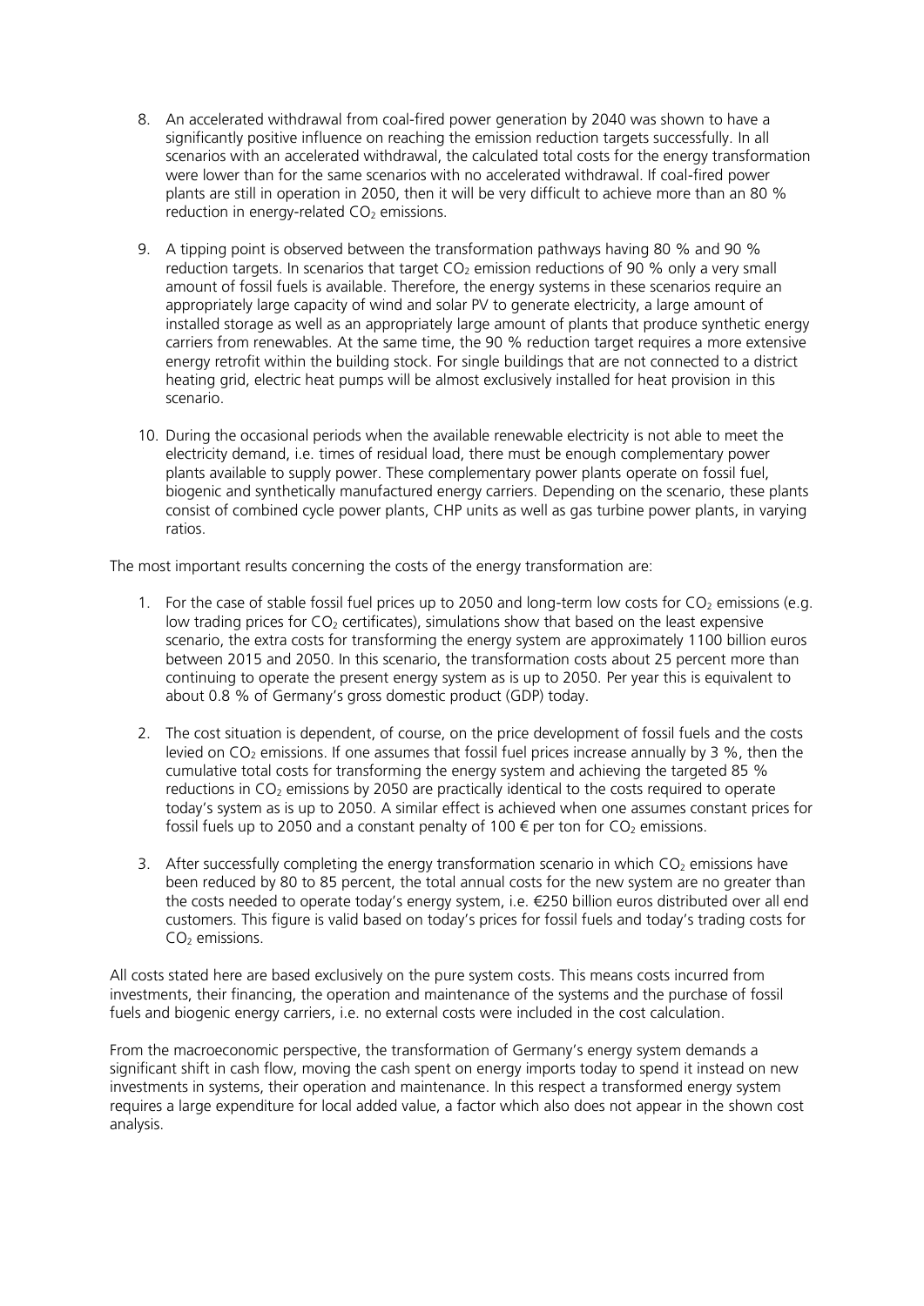8. An accelerated withdrawal from coal-fired power generation by 2040 was shown to have a significantly positive influence on reaching the emission reduction targets successfully. In all scenarios with an accelerated withdrawal, the calculated total costs for the energy transformation were lower than for the same scenarios with no accelerated withdrawal. If coal-fired power plants are still in operation in 2050, then it will be very difficult to achieve more than an 80 % reduction in energy-related $CO_2$ emissions.

9. A tipping point is observed between the transformation pathways having 80 % and 90 % reduction targets. In scenarios that target $CO_2$ emission reductions of 90 % only a very small amount of fossil fuels is available. Therefore, the energy systems in these scenarios require an appropriately large capacity of wind and solar PV to generate electricity, a large amount of installed storage as well as an appropriately large amount of plants that produce synthetic energy carriers from renewables. At the same time, the 90 % reduction target requires a more extensive energy retrofit within the building stock. For single buildings that are not connected to a district heating grid, electric heat pumps will be almost exclusively installed for heat provision in this scenario.

10. During the occasional periods when the available renewable electricity is not able to meet the electricity demand, i.e. times of residual load, there must be enough complementary power plants available to supply power. These complementary power plants operate on fossil fuel, biogenic and synthetically manufactured energy carriers. Depending on the scenario, these plants consist of combined cycle power plants, CHP units as well as gas turbine power plants, in varying ratios.

The most important results concerning the costs of the energy transformation are:

1. For the case of stable fossil fuel prices up to 2050 and long-term low costs for $CO_2$ emissions (e.g. low trading prices for $CO_2$ certificates), simulations show that based on the least expensive scenario, the extra costs for transforming the energy system are approximately 1100 billion euros between 2015 and 2050. In this scenario, the transformation costs about 25 percent more than continuing to operate the present energy system as is up to 2050. Per year this is equivalent to about 0.8 % of Germany's gross domestic product (GDP) today.

2. The cost situation is dependent, of course, on the price development of fossil fuels and the costs levied on $CO_2$ emissions. If one assumes that fossil fuel prices increase annually by 3 %, then the cumulative total costs for transforming the energy system and achieving the targeted 85 % reductions in $CO_2$ emissions by 2050 are practically identical to the costs required to operate today's system as is up to 2050. A similar effect is achieved when one assumes constant prices for fossil fuels up to 2050 and a constant penalty of 100 € per ton for $CO_2$ emissions.

3. After successfully completing the energy transformation scenario in which $CO_2$ emissions have been reduced by 80 to 85 percent, the total annual costs for the new system are no greater than the costs needed to operate today's energy system, i.e. €250 billion euros distributed over all end customers. This figure is valid based on today's prices for fossil fuels and today's trading costs for $CO_2$ emissions.

All costs stated here are based exclusively on the pure system costs. This means costs incurred from investments, their financing, the operation and maintenance of the systems and the purchase of fossil fuels and biogenic energy carriers, i.e. no external costs were included in the cost calculation.

From the macroeconomic perspective, the transformation of Germany's energy system demands a significant shift in cash flow, moving the cash spent on energy imports today to spend it instead on new investments in systems, their operation and maintenance. In this respect a transformed energy system requires a large expenditure for local added value, a factor which also does not appear in the shown cost analysis.